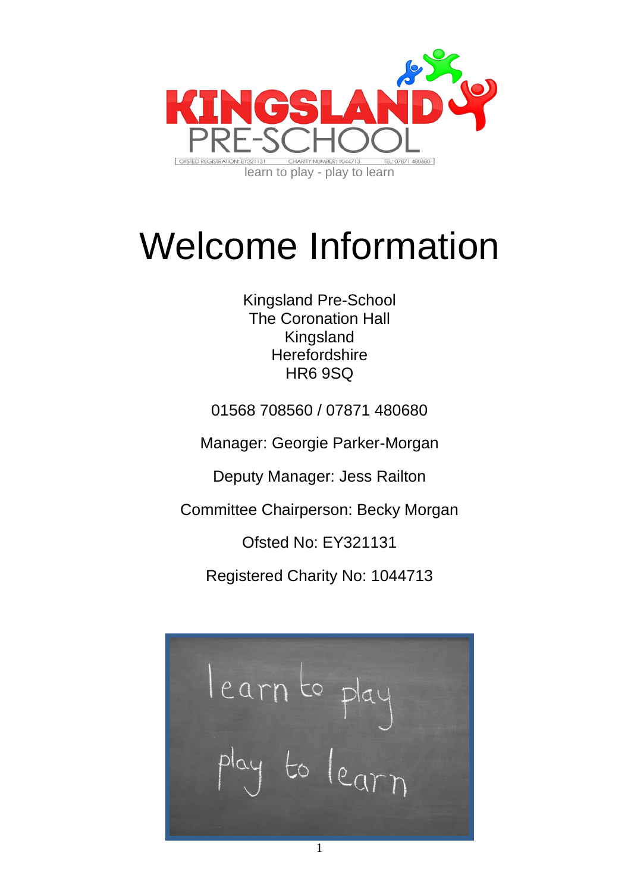# KINGSLAND PRE-SCHOOL

OFSTED REGISTRATION: EY321131 CHARITY NUMBER: 1044713 TEL: 07871 480680

learn to play - play to learn

# Welcome Information

Kingsland Pre-School
The Coronation Hall
Kingsland
Herefordshire
HR6 9SQ

01568 708560 / 07871 480680

Manager: Georgie Parker-Morgan

Deputy Manager: Jess Railton

Committee Chairperson: Becky Morgan

Ofsted No: EY321131

Registered Charity No: 1044713

learn to play
play to learn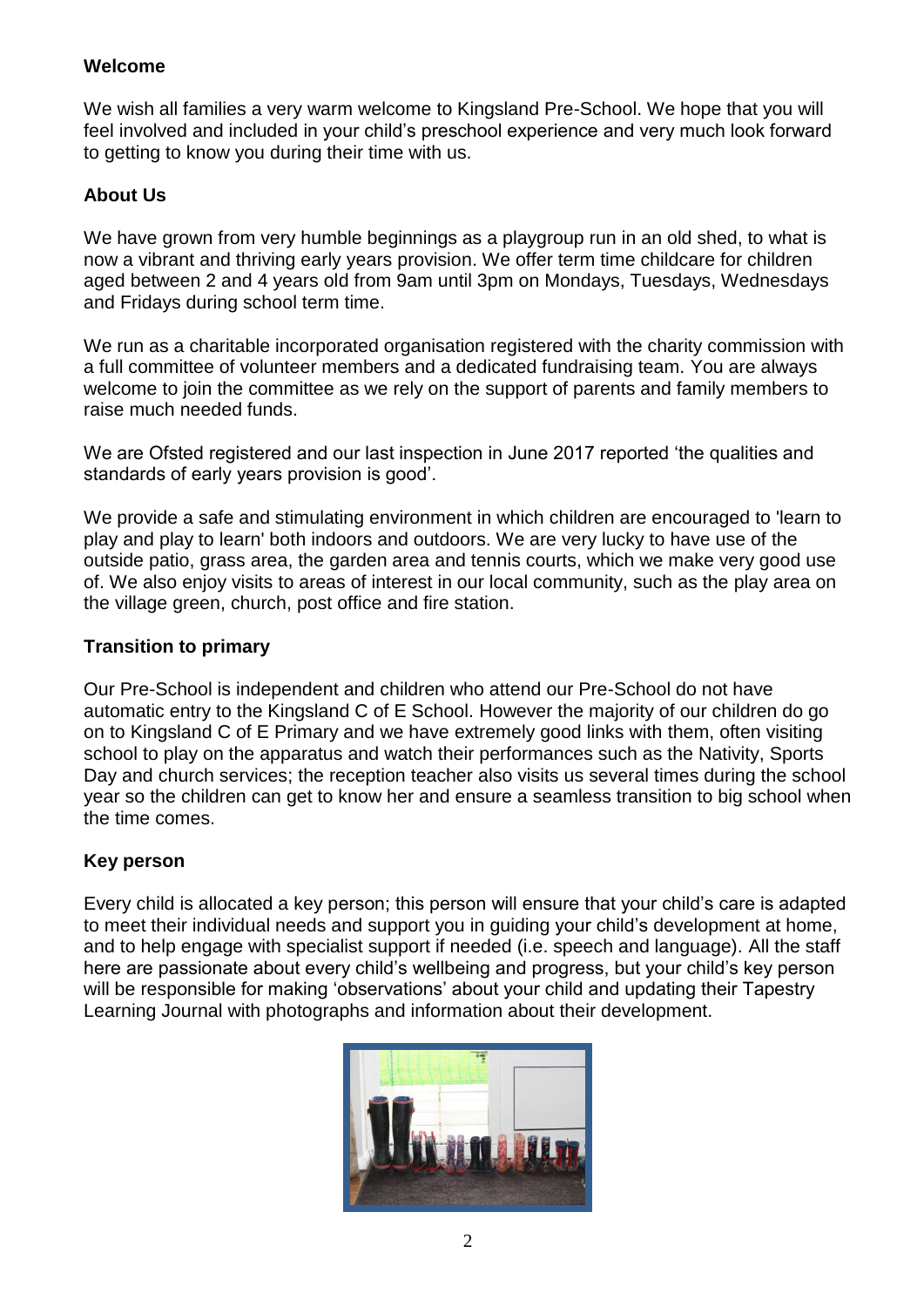## Welcome

We wish all families a very warm welcome to Kingsland Pre-School. We hope that you will feel involved and included in your child's preschool experience and very much look forward to getting to know you during their time with us.

## About Us

We have grown from very humble beginnings as a playgroup run in an old shed, to what is now a vibrant and thriving early years provision. We offer term time childcare for children aged between 2 and 4 years old from 9am until 3pm on Mondays, Tuesdays, Wednesdays and Fridays during school term time.

We run as a charitable incorporated organisation registered with the charity commission with a full committee of volunteer members and a dedicated fundraising team. You are always welcome to join the committee as we rely on the support of parents and family members to raise much needed funds.

We are Ofsted registered and our last inspection in June 2017 reported 'the qualities and standards of early years provision is good'.

We provide a safe and stimulating environment in which children are encouraged to 'learn to play and play to learn' both indoors and outdoors. We are very lucky to have use of the outside patio, grass area, the garden area and tennis courts, which we make very good use of. We also enjoy visits to areas of interest in our local community, such as the play area on the village green, church, post office and fire station.

## Transition to primary

Our Pre-School is independent and children who attend our Pre-School do not have automatic entry to the Kingsland C of E School. However the majority of our children do go on to Kingsland C of E Primary and we have extremely good links with them, often visiting school to play on the apparatus and watch their performances such as the Nativity, Sports Day and church services; the reception teacher also visits us several times during the school year so the children can get to know her and ensure a seamless transition to big school when the time comes.

## Key person

Every child is allocated a key person; this person will ensure that your child's care is adapted to meet their individual needs and support you in guiding your child's development at home, and to help engage with specialist support if needed (i.e. speech and language). All the staff here are passionate about every child's wellbeing and progress, but your child's key person will be responsible for making 'observations' about your child and updating their Tapestry Learning Journal with photographs and information about their development.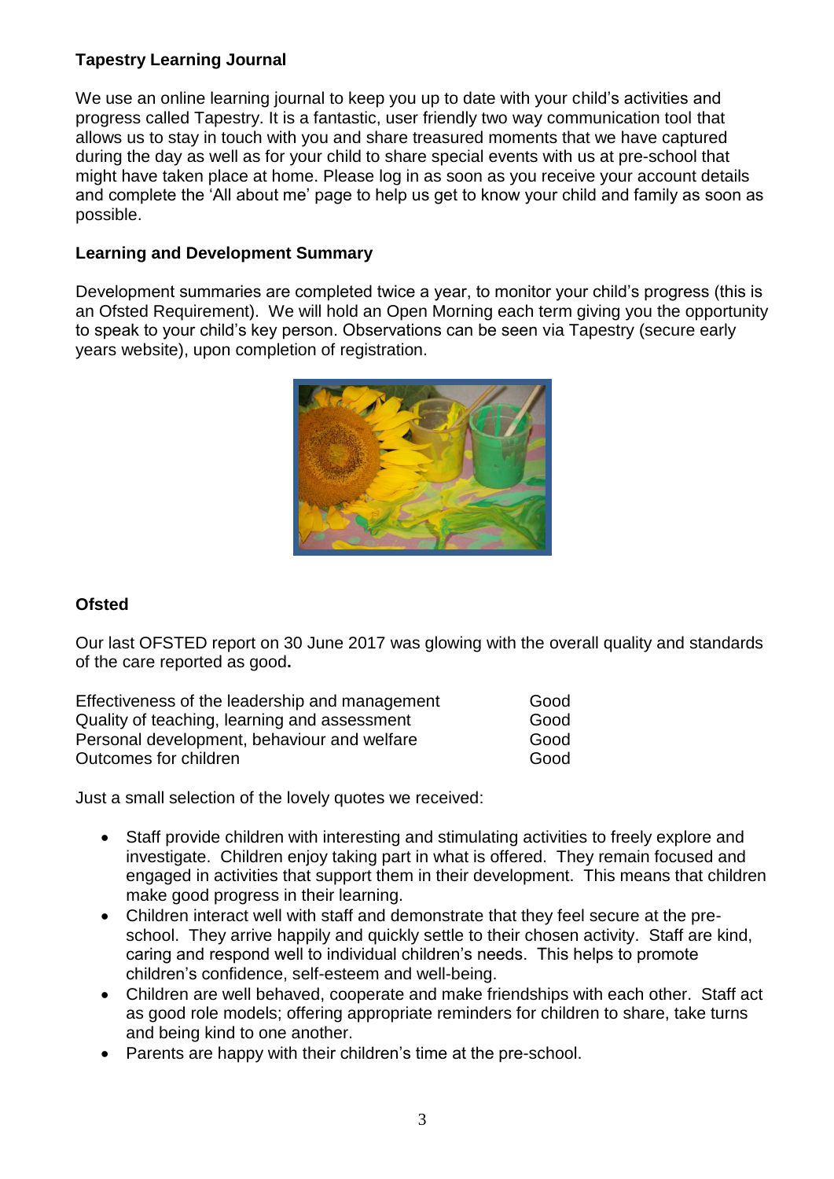**Tapestry Learning Journal**

We use an online learning journal to keep you up to date with your child's activities and progress called Tapestry. It is a fantastic, user friendly two way communication tool that allows us to stay in touch with you and share treasured moments that we have captured during the day as well as for your child to share special events with us at pre-school that might have taken place at home. Please log in as soon as you receive your account details and complete the 'All about me' page to help us get to know your child and family as soon as possible.

**Learning and Development Summary**

Development summaries are completed twice a year, to monitor your child's progress (this is an Ofsted Requirement). We will hold an Open Morning each term giving you the opportunity to speak to your child's key person. Observations can be seen via Tapestry (secure early years website), upon completion of registration.

**Ofsted**

Our last OFSTED report on 30 June 2017 was glowing with the overall quality and standards of the care reported as good**.**

| | |
|---|---|
| Effectiveness of the leadership and management | Good |
| Quality of teaching, learning and assessment | Good |
| Personal development, behaviour and welfare | Good |
| Outcomes for children | Good |

Just a small selection of the lovely quotes we received:

- Staff provide children with interesting and stimulating activities to freely explore and investigate. Children enjoy taking part in what is offered. They remain focused and engaged in activities that support them in their development. This means that children make good progress in their learning.
- Children interact well with staff and demonstrate that they feel secure at the pre-school. They arrive happily and quickly settle to their chosen activity. Staff are kind, caring and respond well to individual children's needs. This helps to promote children's confidence, self-esteem and well-being.
- Children are well behaved, cooperate and make friendships with each other. Staff act as good role models; offering appropriate reminders for children to share, take turns and being kind to one another.
- Parents are happy with their children's time at the pre-school.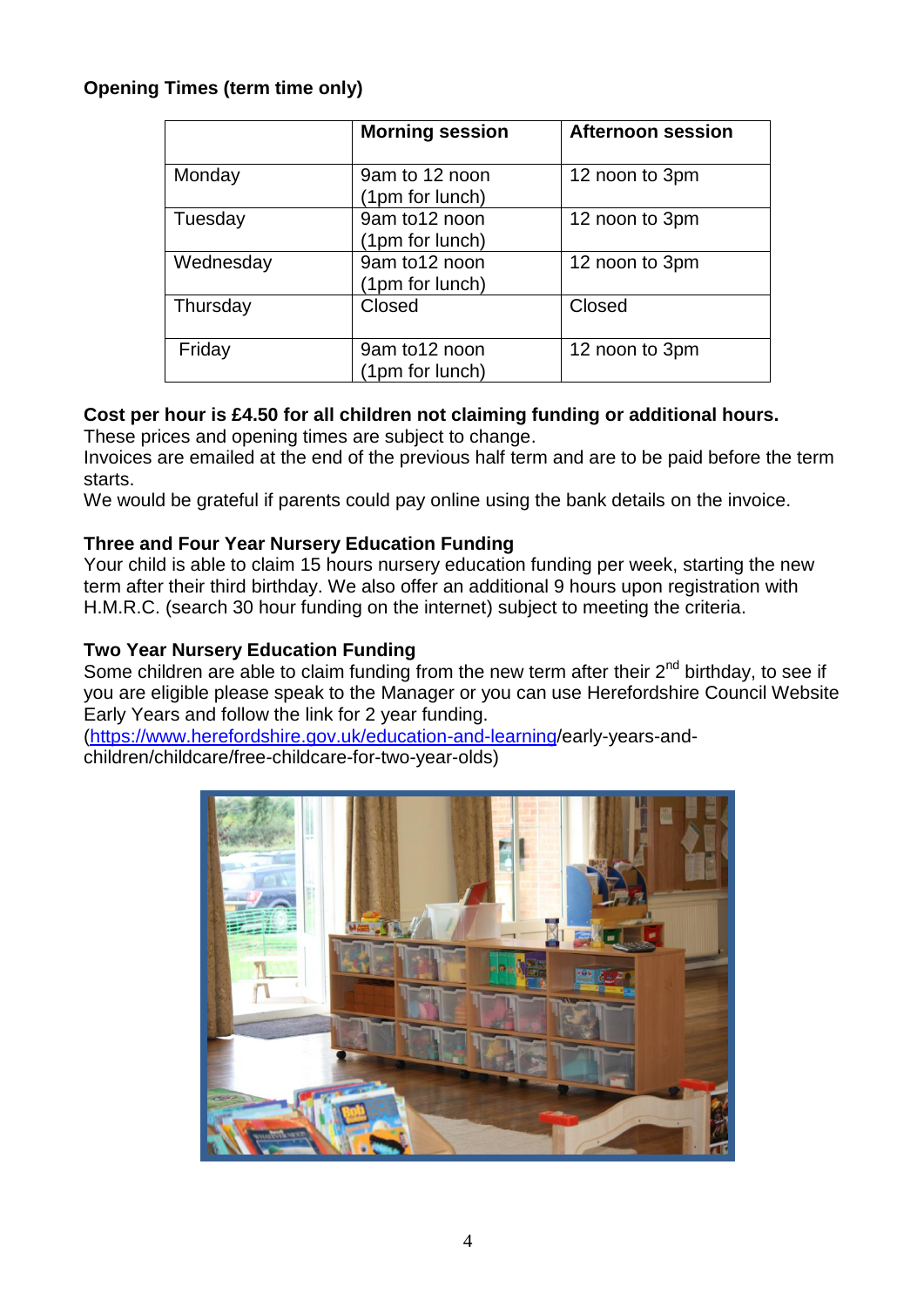**Opening Times (term time only)**

| | **Morning session** | **Afternoon session** |
|---|---|---|
| Monday | 9am to 12 noon (1pm for lunch) | 12 noon to 3pm |
| Tuesday | 9am to12 noon (1pm for lunch) | 12 noon to 3pm |
| Wednesday | 9am to12 noon (1pm for lunch) | 12 noon to 3pm |
| Thursday | Closed | Closed |
| Friday | 9am to12 noon (1pm for lunch) | 12 noon to 3pm |

**Cost per hour is £4.50 for all children not claiming funding or additional hours.**
These prices and opening times are subject to change.
Invoices are emailed at the end of the previous half term and are to be paid before the term starts.
We would be grateful if parents could pay online using the bank details on the invoice.

**Three and Four Year Nursery Education Funding**
Your child is able to claim 15 hours nursery education funding per week, starting the new term after their third birthday. We also offer an additional 9 hours upon registration with H.M.R.C. (search 30 hour funding on the internet) subject to meeting the criteria.

**Two Year Nursery Education Funding**
Some children are able to claim funding from the new term after their 2nd birthday, to see if you are eligible please speak to the Manager or you can use Herefordshire Council Website Early Years and follow the link for 2 year funding.
(https://www.herefordshire.gov.uk/education-and-learning/early-years-and-children/childcare/free-childcare-for-two-year-olds)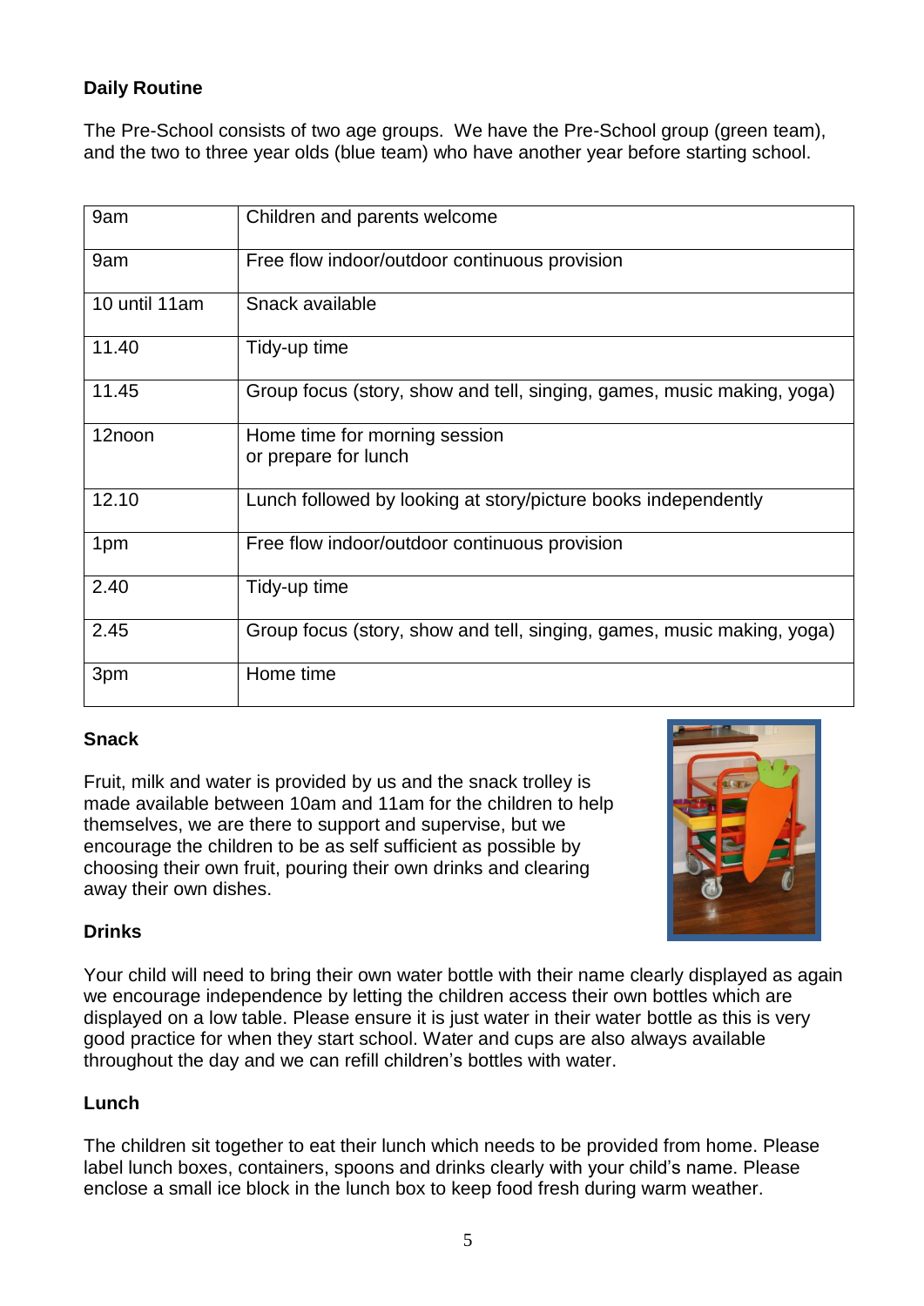**Daily Routine**

The Pre-School consists of two age groups. We have the Pre-School group (green team), and the two to three year olds (blue team) who have another year before starting school.

| | |
|---|---|
| 9am | Children and parents welcome |
| 9am | Free flow indoor/outdoor continuous provision |
| 10 until 11am | Snack available |
| 11.40 | Tidy-up time |
| 11.45 | Group focus (story, show and tell, singing, games, music making, yoga) |
| 12noon | Home time for morning session<br>or prepare for lunch |
| 12.10 | Lunch followed by looking at story/picture books independently |
| 1pm | Free flow indoor/outdoor continuous provision |
| 2.40 | Tidy-up time |
| 2.45 | Group focus (story, show and tell, singing, games, music making, yoga) |
| 3pm | Home time |

**Snack**

Fruit, milk and water is provided by us and the snack trolley is made available between 10am and 11am for the children to help themselves, we are there to support and supervise, but we encourage the children to be as self sufficient as possible by choosing their own fruit, pouring their own drinks and clearing away their own dishes.

**Drinks**

Your child will need to bring their own water bottle with their name clearly displayed as again we encourage independence by letting the children access their own bottles which are displayed on a low table. Please ensure it is just water in their water bottle as this is very good practice for when they start school. Water and cups are also always available throughout the day and we can refill children's bottles with water.

**Lunch**

The children sit together to eat their lunch which needs to be provided from home. Please label lunch boxes, containers, spoons and drinks clearly with your child's name. Please enclose a small ice block in the lunch box to keep food fresh during warm weather.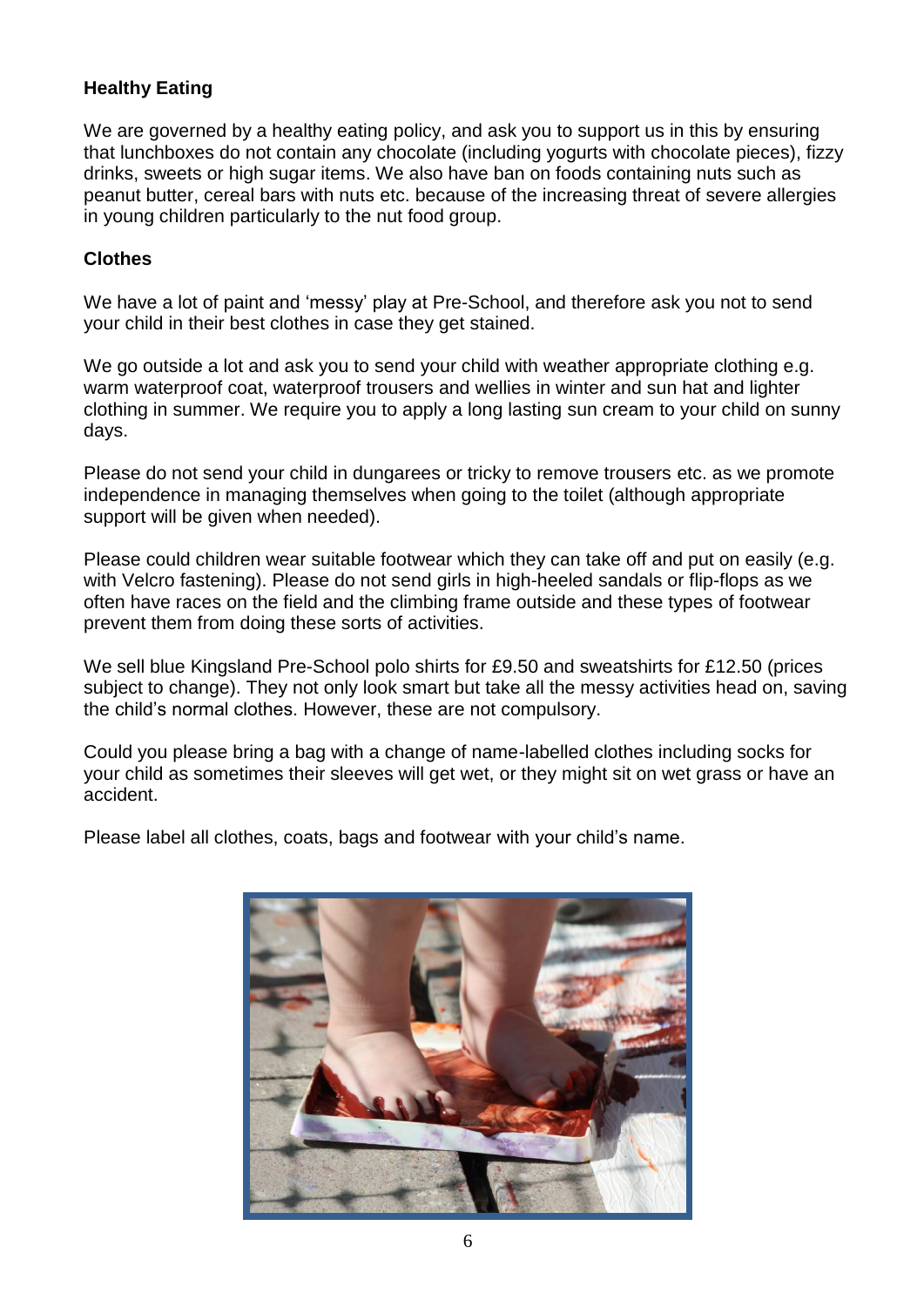## Healthy Eating

We are governed by a healthy eating policy, and ask you to support us in this by ensuring that lunchboxes do not contain any chocolate (including yogurts with chocolate pieces), fizzy drinks, sweets or high sugar items. We also have ban on foods containing nuts such as peanut butter, cereal bars with nuts etc. because of the increasing threat of severe allergies in young children particularly to the nut food group.

## Clothes

We have a lot of paint and 'messy' play at Pre-School, and therefore ask you not to send your child in their best clothes in case they get stained.

We go outside a lot and ask you to send your child with weather appropriate clothing e.g. warm waterproof coat, waterproof trousers and wellies in winter and sun hat and lighter clothing in summer. We require you to apply a long lasting sun cream to your child on sunny days.

Please do not send your child in dungarees or tricky to remove trousers etc. as we promote independence in managing themselves when going to the toilet (although appropriate support will be given when needed).

Please could children wear suitable footwear which they can take off and put on easily (e.g. with Velcro fastening). Please do not send girls in high-heeled sandals or flip-flops as we often have races on the field and the climbing frame outside and these types of footwear prevent them from doing these sorts of activities.

We sell blue Kingsland Pre-School polo shirts for £9.50 and sweatshirts for £12.50 (prices subject to change). They not only look smart but take all the messy activities head on, saving the child's normal clothes. However, these are not compulsory.

Could you please bring a bag with a change of name-labelled clothes including socks for your child as sometimes their sleeves will get wet, or they might sit on wet grass or have an accident.

Please label all clothes, coats, bags and footwear with your child's name.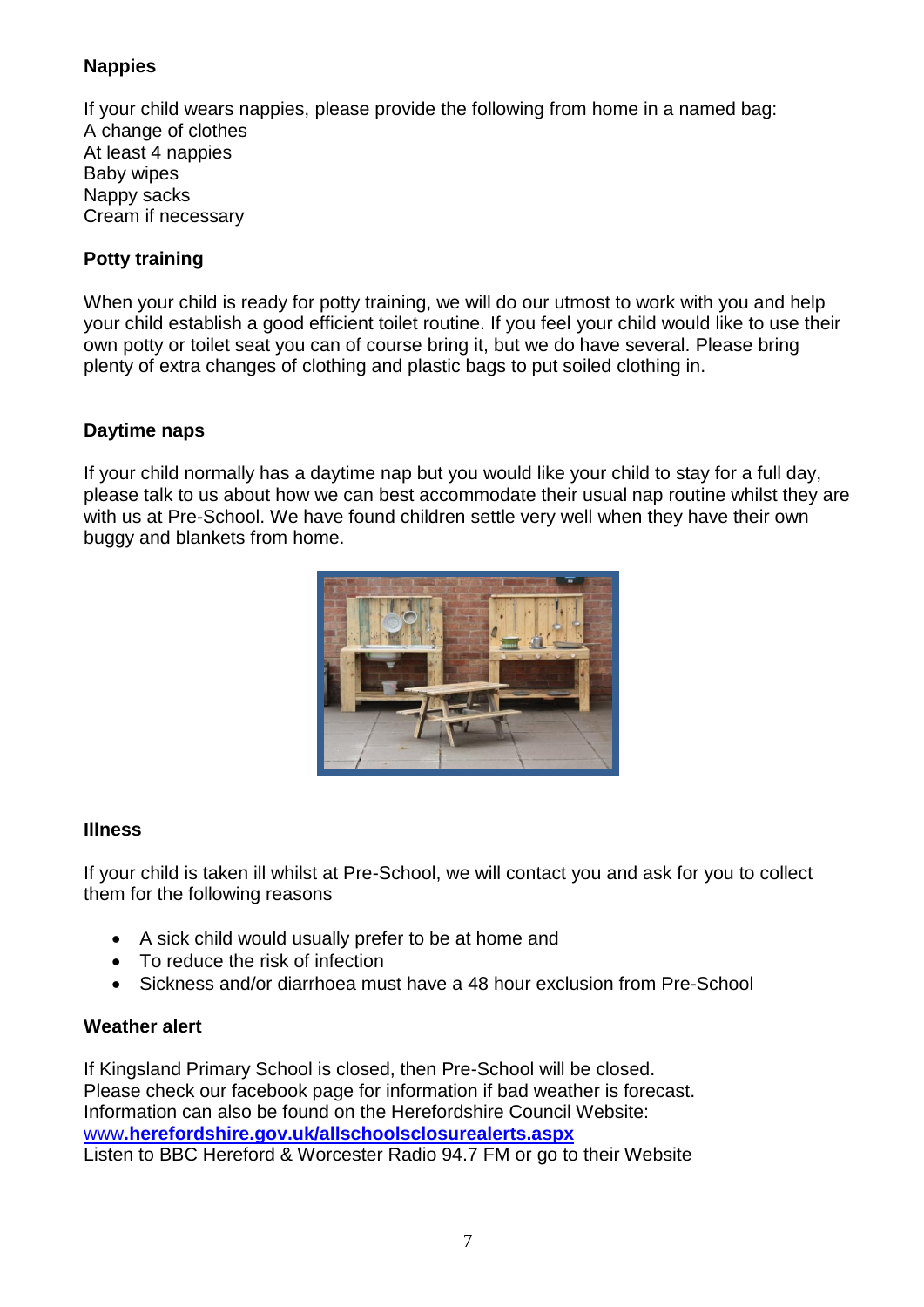**Nappies**

If your child wears nappies, please provide the following from home in a named bag:
A change of clothes
At least 4 nappies
Baby wipes
Nappy sacks
Cream if necessary

**Potty training**

When your child is ready for potty training, we will do our utmost to work with you and help your child establish a good efficient toilet routine. If you feel your child would like to use their own potty or toilet seat you can of course bring it, but we do have several. Please bring plenty of extra changes of clothing and plastic bags to put soiled clothing in.

**Daytime naps**

If your child normally has a daytime nap but you would like your child to stay for a full day, please talk to us about how we can best accommodate their usual nap routine whilst they are with us at Pre-School. We have found children settle very well when they have their own buggy and blankets from home.

**Illness**

If your child is taken ill whilst at Pre-School, we will contact you and ask for you to collect them for the following reasons

- A sick child would usually prefer to be at home and
- To reduce the risk of infection
- Sickness and/or diarrhoea must have a 48 hour exclusion from Pre-School

**Weather alert**

If Kingsland Primary School is closed, then Pre-School will be closed.
Please check our facebook page for information if bad weather is forecast.
Information can also be found on the Herefordshire Council Website:
www.**herefordshire.gov.uk/allschoolsclosurealerts.aspx**
Listen to BBC Hereford & Worcester Radio 94.7 FM or go to their Website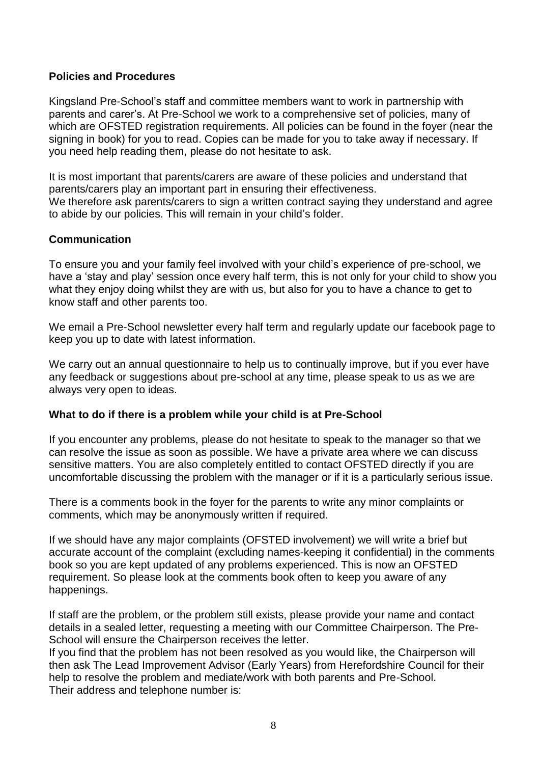**Policies and Procedures**

Kingsland Pre-School's staff and committee members want to work in partnership with parents and carer's. At Pre-School we work to a comprehensive set of policies, many of which are OFSTED registration requirements. All policies can be found in the foyer (near the signing in book) for you to read. Copies can be made for you to take away if necessary. If you need help reading them, please do not hesitate to ask.

It is most important that parents/carers are aware of these policies and understand that parents/carers play an important part in ensuring their effectiveness.
We therefore ask parents/carers to sign a written contract saying they understand and agree to abide by our policies. This will remain in your child's folder.

**Communication**

To ensure you and your family feel involved with your child's experience of pre-school, we have a 'stay and play' session once every half term, this is not only for your child to show you what they enjoy doing whilst they are with us, but also for you to have a chance to get to know staff and other parents too.

We email a Pre-School newsletter every half term and regularly update our facebook page to keep you up to date with latest information.

We carry out an annual questionnaire to help us to continually improve, but if you ever have any feedback or suggestions about pre-school at any time, please speak to us as we are always very open to ideas.

**What to do if there is a problem while your child is at Pre-School**

If you encounter any problems, please do not hesitate to speak to the manager so that we can resolve the issue as soon as possible. We have a private area where we can discuss sensitive matters. You are also completely entitled to contact OFSTED directly if you are uncomfortable discussing the problem with the manager or if it is a particularly serious issue.

There is a comments book in the foyer for the parents to write any minor complaints or comments, which may be anonymously written if required.

If we should have any major complaints (OFSTED involvement) we will write a brief but accurate account of the complaint (excluding names-keeping it confidential) in the comments book so you are kept updated of any problems experienced. This is now an OFSTED requirement. So please look at the comments book often to keep you aware of any happenings.

If staff are the problem, or the problem still exists, please provide your name and contact details in a sealed letter, requesting a meeting with our Committee Chairperson. The Pre-School will ensure the Chairperson receives the letter.
If you find that the problem has not been resolved as you would like, the Chairperson will then ask The Lead Improvement Advisor (Early Years) from Herefordshire Council for their help to resolve the problem and mediate/work with both parents and Pre-School.
Their address and telephone number is: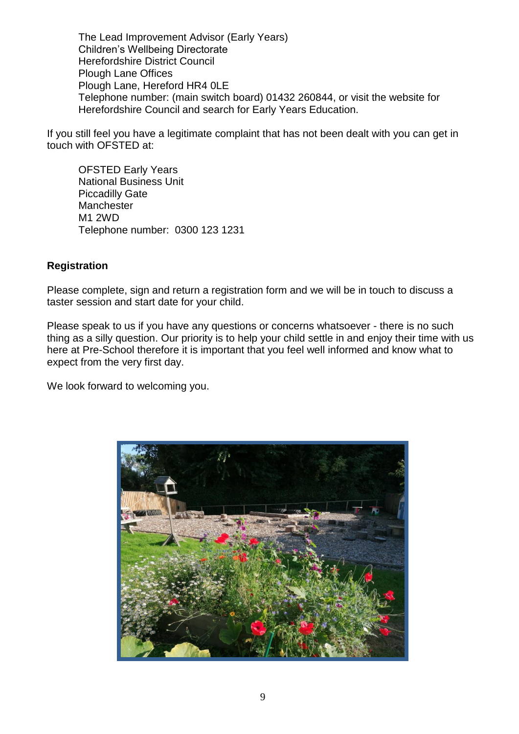The Lead Improvement Advisor (Early Years)
Children's Wellbeing Directorate
Herefordshire District Council
Plough Lane Offices
Plough Lane, Hereford HR4 0LE
Telephone number: (main switch board) 01432 260844, or visit the website for Herefordshire Council and search for Early Years Education.

If you still feel you have a legitimate complaint that has not been dealt with you can get in touch with OFSTED at:

OFSTED Early Years
National Business Unit
Piccadilly Gate
Manchester
M1 2WD
Telephone number: 0300 123 1231

**Registration**

Please complete, sign and return a registration form and we will be in touch to discuss a taster session and start date for your child.

Please speak to us if you have any questions or concerns whatsoever - there is no such thing as a silly question. Our priority is to help your child settle in and enjoy their time with us here at Pre-School therefore it is important that you feel well informed and know what to expect from the very first day.

We look forward to welcoming you.